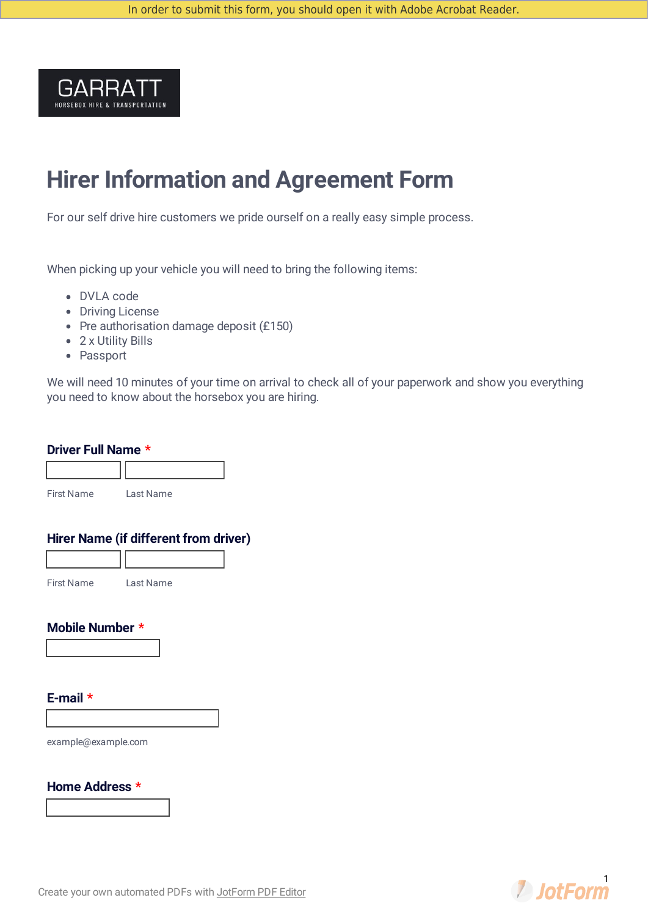In order to submit this form, you should open it with Adobe Acrobat Reader.

GARRATT
HORSEBOX HIRE & TRANSPORTATION

# Hirer Information and Agreement Form

For our self drive hire customers we pride ourself on a really easy simple process.

When picking up your vehicle you will need to bring the following items:

- DVLA code
- Driving License
- Pre authorisation damage deposit (£150)
- 2 x Utility Bills
- Passport

We will need 10 minutes of your time on arrival to check all of your paperwork and show you everything you need to know about the horsebox you are hiring.

**Driver Full Name** *

First Name Last Name

**Hirer Name (if different from driver)**

First Name Last Name

**Mobile Number** *

**E-mail** *

example@example.com

**Home Address** *

Create your own automated PDFs with JotForm PDF Editor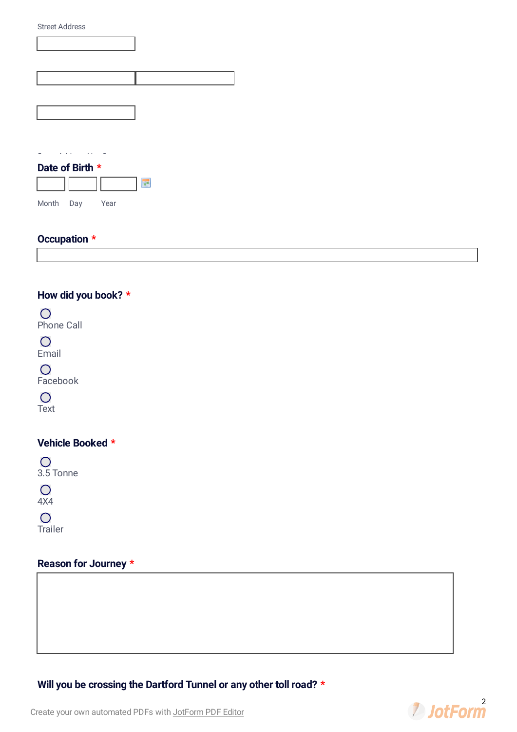Street Address

**Date of Birth** *

Month Day Year

**Occupation** *

**How did you book?** *

- Phone Call
- Email
- Facebook
- Text

**Vehicle Booked** *

- 3.5 Tonne
- 4X4
- Trailer

**Reason for Journey** *

**Will you be crossing the Dartford Tunnel or any other toll road?** *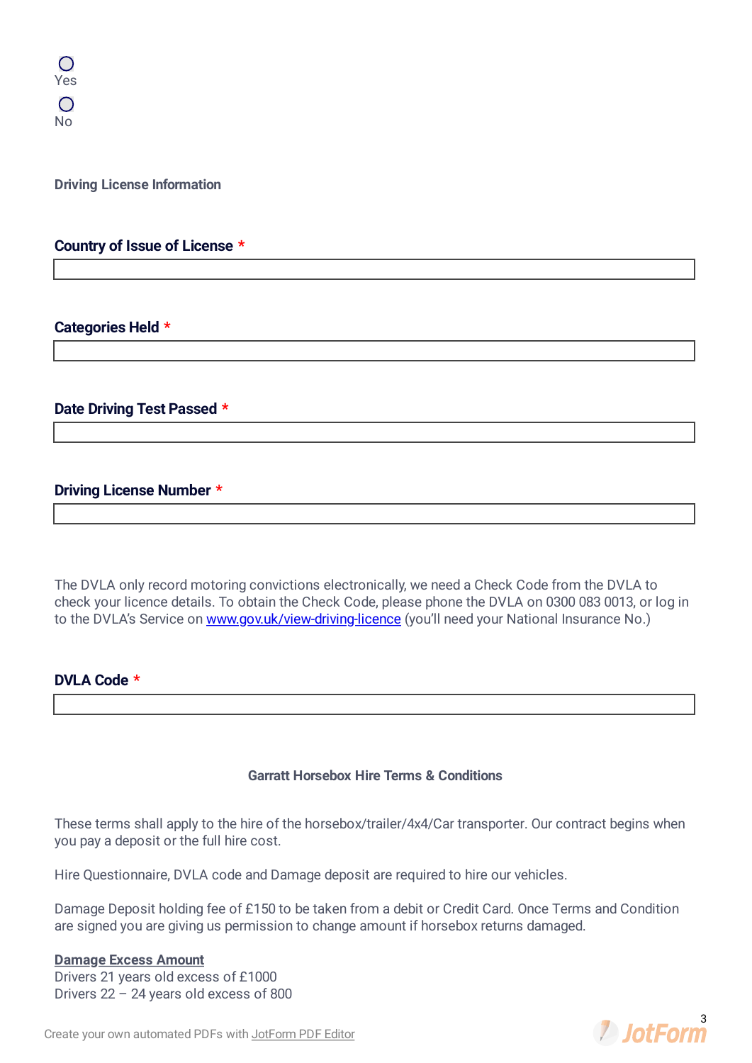○ Yes

○ No

**Driving License Information**

**Country of Issue of License** *

______________________________

**Categories Held** *

______________________________

**Date Driving Test Passed** *

______________________________

**Driving License Number** *

______________________________

The DVLA only record motoring convictions electronically, we need a Check Code from the DVLA to check your licence details. To obtain the Check Code, please phone the DVLA on 0300 083 0013, or log in to the DVLA's Service on [www.gov.uk/view-driving-licence](http://www.gov.uk/view-driving-licence) (you'll need your National Insurance No.)

**DVLA Code** *

______________________________

**Garratt Horsebox Hire Terms & Conditions**

These terms shall apply to the hire of the horsebox/trailer/4x4/Car transporter. Our contract begins when you pay a deposit or the full hire cost.

Hire Questionnaire, DVLA code and Damage deposit are required to hire our vehicles.

Damage Deposit holding fee of £150 to be taken from a debit or Credit Card. Once Terms and Condition are signed you are giving us permission to change amount if horsebox returns damaged.

**Damage Excess Amount**
Drivers 21 years old excess of £1000
Drivers 22 – 24 years old excess of 800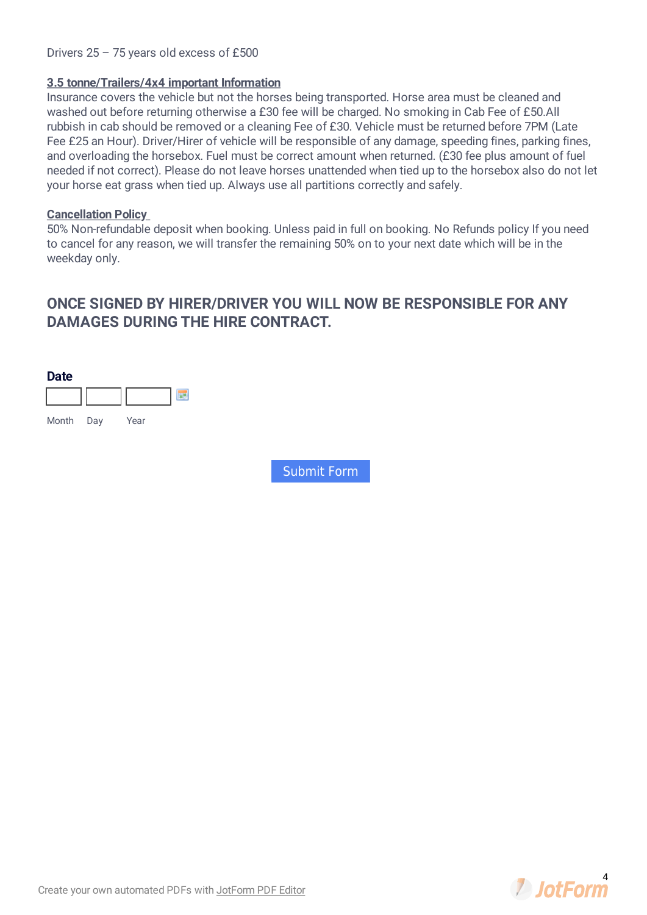Drivers 25 – 75 years old excess of £500

**3.5 tonne/Trailers/4x4 important Information**

Insurance covers the vehicle but not the horses being transported. Horse area must be cleaned and washed out before returning otherwise a £30 fee will be charged. No smoking in Cab Fee of £50.All rubbish in cab should be removed or a cleaning Fee of £30. Vehicle must be returned before 7PM (Late Fee £25 an Hour). Driver/Hirer of vehicle will be responsible of any damage, speeding fines, parking fines, and overloading the horsebox. Fuel must be correct amount when returned. (£30 fee plus amount of fuel needed if not correct). Please do not leave horses unattended when tied up to the horsebox also do not let your horse eat grass when tied up. Always use all partitions correctly and safely.

**Cancellation Policy**

50% Non-refundable deposit when booking. Unless paid in full on booking. No Refunds policy If you need to cancel for any reason, we will transfer the remaining 50% on to your next date which will be in the weekday only.

## ONCE SIGNED BY HIRER/DRIVER YOU WILL NOW BE RESPONSIBLE FOR ANY DAMAGES DURING THE HIRE CONTRACT.

**Date**

Month Day Year

Submit Form

Create your own automated PDFs with JotForm PDF Editor